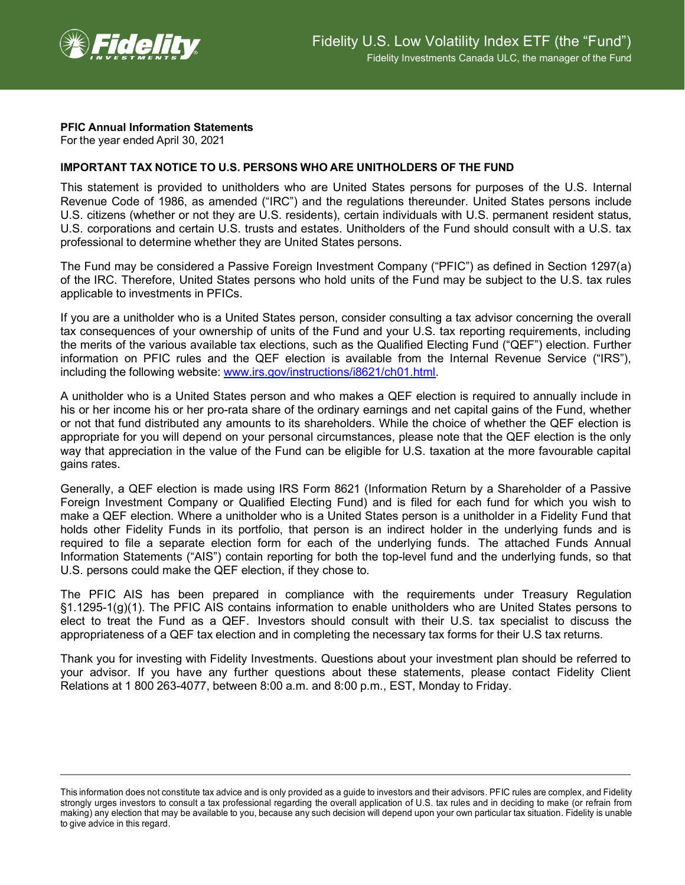Fidelity U.S. Low Volatility Index ETF (the "Fund")

Fidelity Investments Canada ULC, the manager of the Fund

**PFIC Annual Information Statements**
For the year ended April 30, 2021

**IMPORTANT TAX NOTICE TO U.S. PERSONS WHO ARE UNITHOLDERS OF THE FUND**

This statement is provided to unitholders who are United States persons for purposes of the U.S. Internal Revenue Code of 1986, as amended ("IRC") and the regulations thereunder. United States persons include U.S. citizens (whether or not they are U.S. residents), certain individuals with U.S. permanent resident status, U.S. corporations and certain U.S. trusts and estates. Unitholders of the Fund should consult with a U.S. tax professional to determine whether they are United States persons.

The Fund may be considered a Passive Foreign Investment Company ("PFIC") as defined in Section 1297(a) of the IRC. Therefore, United States persons who hold units of the Fund may be subject to the U.S. tax rules applicable to investments in PFICs.

If you are a unitholder who is a United States person, consider consulting a tax advisor concerning the overall tax consequences of your ownership of units of the Fund and your U.S. tax reporting requirements, including the merits of the various available tax elections, such as the Qualified Electing Fund ("QEF") election. Further information on PFIC rules and the QEF election is available from the Internal Revenue Service ("IRS"), including the following website: [www.irs.gov/instructions/i8621/ch01.html](www.irs.gov/instructions/i8621/ch01.html).

A unitholder who is a United States person and who makes a QEF election is required to annually include in his or her income his or her pro-rata share of the ordinary earnings and net capital gains of the Fund, whether or not that fund distributed any amounts to its shareholders. While the choice of whether the QEF election is appropriate for you will depend on your personal circumstances, please note that the QEF election is the only way that appreciation in the value of the Fund can be eligible for U.S. taxation at the more favourable capital gains rates.

Generally, a QEF election is made using IRS Form 8621 (Information Return by a Shareholder of a Passive Foreign Investment Company or Qualified Electing Fund) and is filed for each fund for which you wish to make a QEF election. Where a unitholder who is a United States person is a unitholder in a Fidelity Fund that holds other Fidelity Funds in its portfolio, that person is an indirect holder in the underlying funds and is required to file a separate election form for each of the underlying funds. The attached Funds Annual Information Statements ("AIS") contain reporting for both the top-level fund and the underlying funds, so that U.S. persons could make the QEF election, if they chose to.

The PFIC AIS has been prepared in compliance with the requirements under Treasury Regulation §1.1295-1(g)(1). The PFIC AIS contains information to enable unitholders who are United States persons to elect to treat the Fund as a QEF. Investors should consult with their U.S. tax specialist to discuss the appropriateness of a QEF tax election and in completing the necessary tax forms for their U.S tax returns.

Thank you for investing with Fidelity Investments. Questions about your investment plan should be referred to your advisor. If you have any further questions about these statements, please contact Fidelity Client Relations at 1 800 263-4077, between 8:00 a.m. and 8:00 p.m., EST, Monday to Friday.

---

This information does not constitute tax advice and is only provided as a guide to investors and their advisors. PFIC rules are complex, and Fidelity strongly urges investors to consult a tax professional regarding the overall application of U.S. tax rules and in deciding to make (or refrain from making) any election that may be available to you, because any such decision will depend upon your own particular tax situation. Fidelity is unable to give advice in this regard.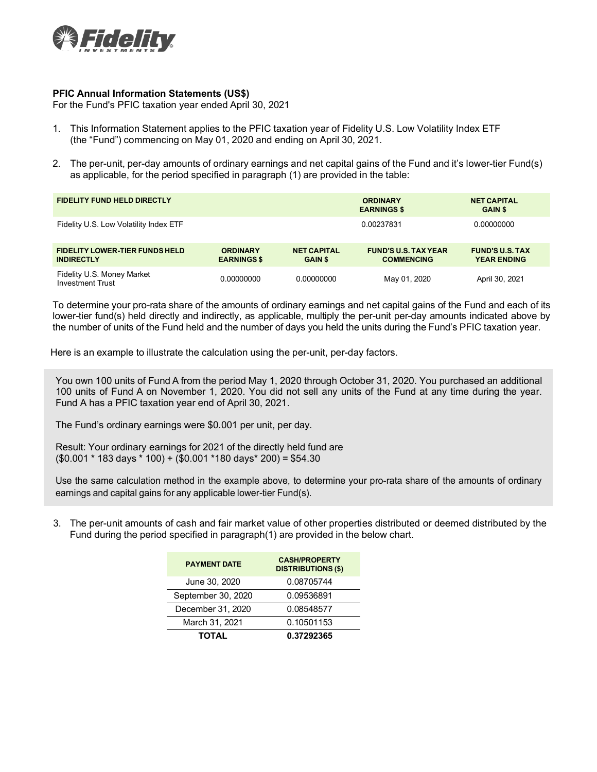**PFIC Annual Information Statements (US$)**
For the Fund's PFIC taxation year ended April 30, 2021

1. This Information Statement applies to the PFIC taxation year of Fidelity U.S. Low Volatility Index ETF (the "Fund") commencing on May 01, 2020 and ending on April 30, 2021.

2. The per-unit, per-day amounts of ordinary earnings and net capital gains of the Fund and it's lower-tier Fund(s) as applicable, for the period specified in paragraph (1) are provided in the table:

| FIDELITY FUND HELD DIRECTLY | ORDINARY EARNINGS $ | NET CAPITAL GAIN $ |
|---|---|---|
| Fidelity U.S. Low Volatility Index ETF | 0.00237831 | 0.00000000 |

| FIDELITY LOWER-TIER FUNDS HELD INDIRECTLY | ORDINARY EARNINGS $ | NET CAPITAL GAIN $ | FUND'S U.S. TAX YEAR COMMENCING | FUND'S U.S. TAX YEAR ENDING |
|---|---|---|---|---|
| Fidelity U.S. Money Market Investment Trust | 0.00000000 | 0.00000000 | May 01, 2020 | April 30, 2021 |

To determine your pro-rata share of the amounts of ordinary earnings and net capital gains of the Fund and each of its lower-tier fund(s) held directly and indirectly, as applicable, multiply the per-unit per-day amounts indicated above by the number of units of the Fund held and the number of days you held the units during the Fund's PFIC taxation year.

Here is an example to illustrate the calculation using the per-unit, per-day factors.

You own 100 units of Fund A from the period May 1, 2020 through October 31, 2020. You purchased an additional 100 units of Fund A on November 1, 2020. You did not sell any units of the Fund at any time during the year. Fund A has a PFIC taxation year end of April 30, 2021.

The Fund's ordinary earnings were $0.001 per unit, per day.

Result: Your ordinary earnings for 2021 of the directly held fund are
($0.001 * 183 days * 100) + ($0.001 *180 days* 200) = $54.30

Use the same calculation method in the example above, to determine your pro-rata share of the amounts of ordinary earnings and capital gains for any applicable lower-tier Fund(s).

3. The per-unit amounts of cash and fair market value of other properties distributed or deemed distributed by the Fund during the period specified in paragraph(1) are provided in the below chart.

| PAYMENT DATE | CASH/PROPERTY DISTRIBUTIONS ($) |
|---|---|
| June 30, 2020 | 0.08705744 |
| September 30, 2020 | 0.09536891 |
| December 31, 2020 | 0.08548577 |
| March 31, 2021 | 0.10501153 |
| **TOTAL** | **0.37292365** |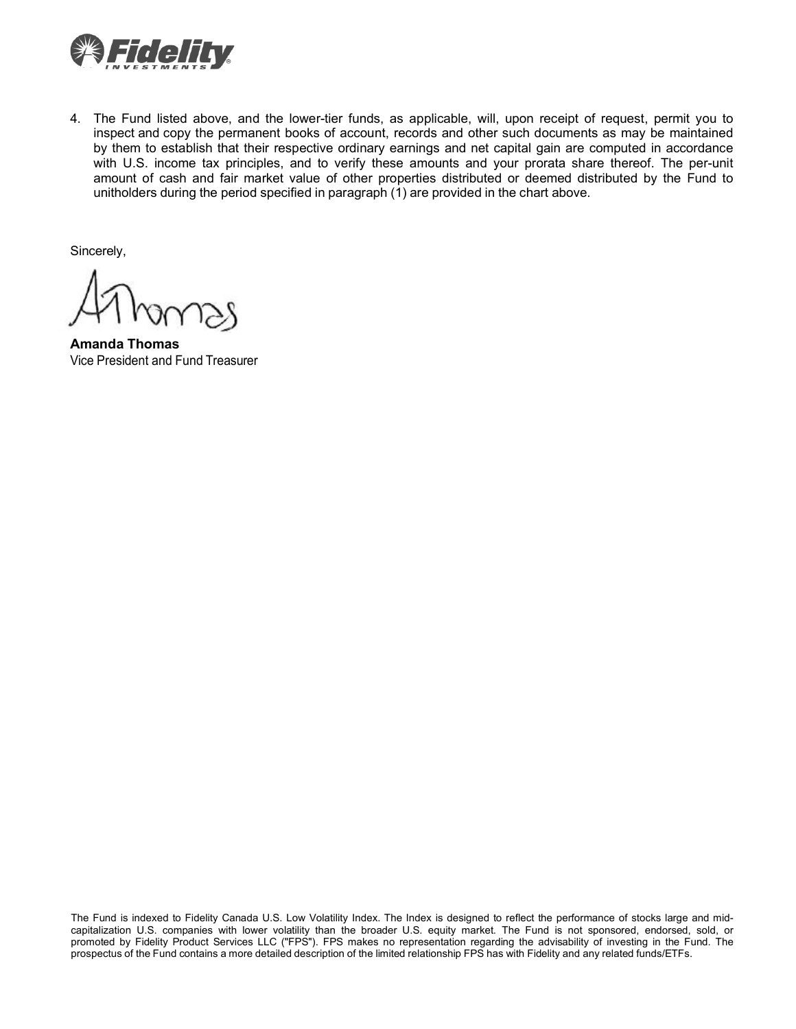4. The Fund listed above, and the lower-tier funds, as applicable, will, upon receipt of request, permit you to inspect and copy the permanent books of account, records and other such documents as may be maintained by them to establish that their respective ordinary earnings and net capital gain are computed in accordance with U.S. income tax principles, and to verify these amounts and your prorata share thereof. The per-unit amount of cash and fair market value of other properties distributed or deemed distributed by the Fund to unitholders during the period specified in paragraph (1) are provided in the chart above.

Sincerely,

**Amanda Thomas**
Vice President and Fund Treasurer

The Fund is indexed to Fidelity Canada U.S. Low Volatility Index. The Index is designed to reflect the performance of stocks large and mid-capitalization U.S. companies with lower volatility than the broader U.S. equity market. The Fund is not sponsored, endorsed, sold, or promoted by Fidelity Product Services LLC ("FPS"). FPS makes no representation regarding the advisability of investing in the Fund. The prospectus of the Fund contains a more detailed description of the limited relationship FPS has with Fidelity and any related funds/ETFs.